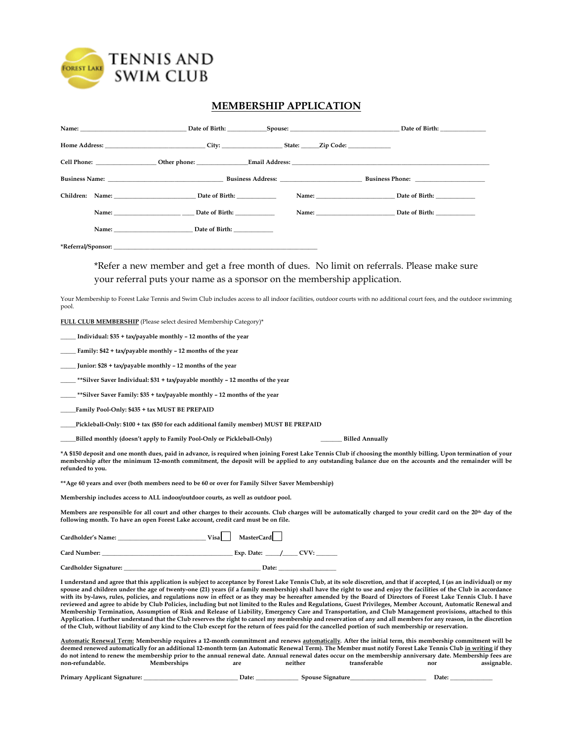FOREST LAKE TENNIS AND SWIM CLUB

# MEMBERSHIP APPLICATION

**Name:** ________________________ **Date of Birth:** __________ **Spouse:** ________________________ **Date of Birth:** ____________

**Home Address:** ______________________ **City:** ______________ **State:** _____ **Zip Code:** ___________

**Cell Phone:** ______________ **Other phone:** ____________ **Email Address:** ______________________________________________

**Business Name:** ___________________________ **Business Address:** ___________________ **Business Phone:** _________________

**Children:** **Name:** ____________________ **Date of Birth:** __________ **Name:** ____________________ **Date of Birth:** __________

**Name:** ________________ ____ **Date of Birth:** __________ **Name:** ____________________ **Date of Birth:** __________

**Name:** ____________________ **Date of Birth:** __________

**\*Referral/Sponsor:** ________________________________________________________

*Refer a new member and get a free month of dues. No limit on referrals. Please make sure your referral puts your name as a sponsor on the membership application.

Your Membership to Forest Lake Tennis and Swim Club includes access to all indoor facilities, outdoor courts with no additional court fees, and the outdoor swimming pool.

**FULL CLUB MEMBERSHIP** (Please select desired Membership Category)*

_____ **Individual: $35 + tax/payable monthly – 12 months of the year**

_____ **Family: $42 + tax/payable monthly – 12 months of the year**

_____ **Junior: $28 + tax/payable monthly – 12 months of the year**

_____ **\*\*Silver Saver Individual: $31 + tax/payable monthly – 12 months of the year**

_____ **\*\*Silver Saver Family: $35 + tax/payable monthly – 12 months of the year**

_____ **Family Pool-Only: $435 + tax MUST BE PREPAID**

_____ **Pickleball-Only: $100 + tax ($50 for each additional family member) MUST BE PREPAID**

_____ **Billed monthly (doesn't apply to Family Pool-Only or Pickleball-Only)** _______ **Billed Annually**

**\*A $150 deposit and one month dues, paid in advance, is required when joining Forest Lake Tennis Club if choosing the monthly billing. Upon termination of your membership after the minimum 12-month commitment, the deposit will be applied to any outstanding balance due on the accounts and the remainder will be refunded to you.**

**\*\*Age 60 years and over (both members need to be 60 or over for Family Silver Saver Membership)**

**Membership includes access to ALL indoor/outdoor courts, as well as outdoor pool.**

**Members are responsible for all court and other charges to their accounts. Club charges will be automatically charged to your credit card on the 20th day of the following month. To have an open Forest Lake account, credit card must be on file.**

**Cardholder's Name:** _______________________ **Visa** ☐ **MasterCard** ☐

**Card Number:** _________________________________ **Exp. Date:** _____/_____ **CVV:** ______

**Cardholder Signature:** ___________________________________ **Date:** _______________

**I understand and agree that this application is subject to acceptance by Forest Lake Tennis Club, at its sole discretion, and that if accepted, I (as an individual) or my spouse and children under the age of twenty-one (21) years (if a family membership) shall have the right to use and enjoy the facilities of the Club in accordance with its by-laws, rules, policies, and regulations now in effect or as they may be hereafter amended by the Board of Directors of Forest Lake Tennis Club. I have reviewed and agree to abide by Club Policies, including but not limited to the Rules and Regulations, Guest Privileges, Member Account, Automatic Renewal and Membership Termination, Assumption of Risk and Release of Liability, Emergency Care and Transportation, and Club Management provisions, attached to this Application. I further understand that the Club reserves the right to cancel my membership and reservation of any and all members for any reason, in the discretion of the Club, without liability of any kind to the Club except for the return of fees paid for the cancelled portion of such membership or reservation.**

**Automatic Renewal Term: Membership requires a 12-month commitment and renews automatically. After the initial term, this membership commitment will be deemed renewed automatically for an additional 12-month term (an Automatic Renewal Term). The Member must notify Forest Lake Tennis Club in writing if they do not intend to renew the membership prior to the annual renewal date. Annual renewal dates occur on the membership anniversary date. Membership fees are non-refundable. Memberships are neither transferable nor assignable.**

**Primary Applicant Signature:** _________________________ **Date:** ___________ **Spouse Signature** ____________________ **Date:** ___________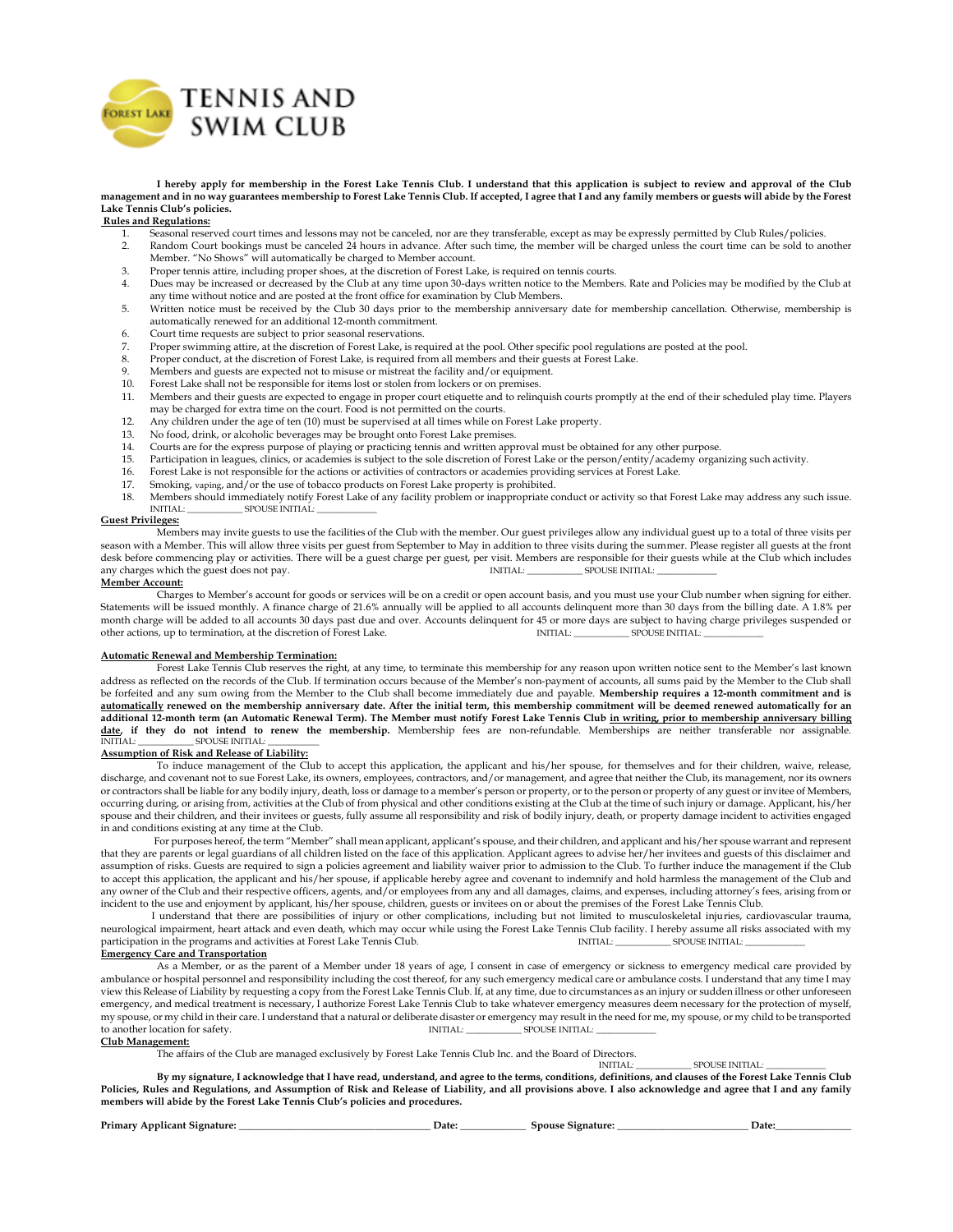# TENNIS AND SWIM CLUB

**I hereby apply for membership in the Forest Lake Tennis Club. I understand that this application is subject to review and approval of the Club management and in no way guarantees membership to Forest Lake Tennis Club. If accepted, I agree that I and any family members or guests will abide by the Forest Lake Tennis Club's policies.**

**Rules and Regulations:**

1. Seasonal reserved court times and lessons may not be canceled, nor are they transferable, except as may be expressly permitted by Club Rules/policies.
2. Random Court bookings must be canceled 24 hours in advance. After such time, the member will be charged unless the court time can be sold to another Member. "No Shows" will automatically be charged to Member account.
3. Proper tennis attire, including proper shoes, at the discretion of Forest Lake, is required on tennis courts.
4. Dues may be increased or decreased by the Club at any time upon 30-days written notice to the Members. Rate and Policies may be modified by the Club at any time without notice and are posted at the front office for examination by Club Members.
5. Written notice must be received by the Club 30 days prior to the membership anniversary date for membership cancellation. Otherwise, membership is automatically renewed for an additional 12-month commitment.
6. Court time requests are subject to prior seasonal reservations.
7. Proper swimming attire, at the discretion of Forest Lake, is required at the pool. Other specific pool regulations are posted at the pool.
8. Proper conduct, at the discretion of Forest Lake, is required from all members and their guests at Forest Lake.
9. Members and guests are expected not to misuse or mistreat the facility and/or equipment.
10. Forest Lake shall not be responsible for items lost or stolen from lockers or on premises.
11. Members and their guests are expected to engage in proper court etiquette and to relinquish courts promptly at the end of their scheduled play time. Players may be charged for extra time on the court. Food is not permitted on the courts.
12. Any children under the age of ten (10) must be supervised at all times while on Forest Lake property.
13. No food, drink, or alcoholic beverages may be brought onto Forest Lake premises.
14. Courts are for the express purpose of playing or practicing tennis and written approval must be obtained for any other purpose.
15. Participation in leagues, clinics, or academies is subject to the sole discretion of Forest Lake or the person/entity/academy organizing such activity.
16. Forest Lake is not responsible for the actions or activities of contractors or academies providing services at Forest Lake.
17. Smoking, vaping, and/or the use of tobacco products on Forest Lake property is prohibited.
18. Members should immediately notify Forest Lake of any facility problem or inappropriate conduct or activity so that Forest Lake may address any such issue.

INITIAL: ____________ SPOUSE INITIAL: ____________

**Guest Privileges:**

Members may invite guests to use the facilities of the Club with the member. Our guest privileges allow any individual guest up to a total of three visits per season with a Member. This will allow three visits per guest from September to May in addition to three visits during the summer. Please register all guests at the front desk before commencing play or activities. There will be a guest charge per guest, per visit. Members are responsible for their guests while at the Club which includes any charges which the guest does not pay. INITIAL: ____________ SPOUSE INITIAL: ____________

**Member Account:**

Charges to Member's account for goods or services will be on a credit or open account basis, and you must use your Club number when signing for either. Statements will be issued monthly. A finance charge of 21.6% annually will be applied to all accounts delinquent more than 30 days from the billing date. A 1.8% per month charge will be added to all accounts 30 days past due and over. Accounts delinquent for 45 or more days are subject to having charge privileges suspended or other actions, up to termination, at the discretion of Forest Lake. INITIAL: ____________ SPOUSE INITIAL: ____________

**Automatic Renewal and Membership Termination:**

Forest Lake Tennis Club reserves the right, at any time, to terminate this membership for any reason upon written notice sent to the Member's last known address as reflected on the records of the Club. If termination occurs because of the Member's non-payment of accounts, all sums paid by the Member to the Club shall be forfeited and any sum owing from the Member to the Club shall become immediately due and payable. **Membership requires a 12-month commitment and is <u>automatically</u> renewed on the membership anniversary date. After the initial term, this membership commitment will be deemed renewed automatically for an additional 12-month term (an Automatic Renewal Term). The Member must notify Forest Lake Tennis Club <u>in writing, prior to membership anniversary billing date</u>, if they do not intend to renew the membership.** Membership fees are non-refundable. Memberships are neither transferable nor assignable. INITIAL: ____________ SPOUSE INITIAL: ____________

**Assumption of Risk and Release of Liability:**

To induce management of the Club to accept this application, the applicant and his/her spouse, for themselves and for their children, waive, release, discharge, and covenant not to sue Forest Lake, its owners, employees, contractors, and/or management, and agree that neither the Club, its management, nor its owners or contractors shall be liable for any bodily injury, death, loss or damage to a member's person or property, or to the person or property of any guest or invitee of Members, occurring during, or arising from, activities at the Club of from physical and other conditions existing at the Club at the time of such injury or damage. Applicant, his/her spouse and their children, and their invitees or guests, fully assume all responsibility and risk of bodily injury, death, or property damage incident to activities engaged in and conditions existing at any time at the Club.

For purposes hereof, the term "Member" shall mean applicant, applicant's spouse, and their children, and applicant and his/her spouse warrant and represent that they are parents or legal guardians of all children listed on the face of this application. Applicant agrees to advise her/her invitees and guests of this disclaimer and assumption of risks. Guests are required to sign a policies agreement and liability waiver prior to admission to the Club. To further induce the management if the Club to accept this application, the applicant and his/her spouse, if applicable hereby agree and covenant to indemnify and hold harmless the management of the Club and any owner of the Club and their respective officers, agents, and/or employees from any and all damages, claims, and expenses, including attorney's fees, arising from or incident to the use and enjoyment by applicant, his/her spouse, children, guests or invitees on or about the premises of the Forest Lake Tennis Club.

I understand that there are possibilities of injury or other complications, including but not limited to musculoskeletal injuries, cardiovascular trauma, neurological impairment, heart attack and even death, which may occur while using the Forest Lake Tennis Club facility. I hereby assume all risks associated with my participation in the programs and activities at Forest Lake Tennis Club. INITIAL: ____________ SPOUSE INITIAL: ____________

**Emergency Care and Transportation**

As a Member, or as the parent of a Member under 18 years of age, I consent in case of emergency or sickness to emergency medical care provided by ambulance or hospital personnel and responsibility including the cost thereof, for any such emergency medical care or ambulance costs. I understand that any time I may view this Release of Liability by requesting a copy from the Forest Lake Tennis Club. If, at any time, due to circumstances as an injury or sudden illness or other unforeseen emergency, and medical treatment is necessary, I authorize Forest Lake Tennis Club to take whatever emergency measures deem necessary for the protection of myself, my spouse, or my child in their care. I understand that a natural or deliberate disaster or emergency may result in the need for me, my spouse, or my child to be transported to another location for safety. INITIAL: ____________ SPOUSE INITIAL: ____________

**Club Management:**

The affairs of the Club are managed exclusively by Forest Lake Tennis Club Inc. and the Board of Directors.

INITIAL: ____________ SPOUSE INITIAL: ____________

**By my signature, I acknowledge that I have read, understand, and agree to the terms, conditions, definitions, and clauses of the Forest Lake Tennis Club Policies, Rules and Regulations, and Assumption of Risk and Release of Liability, and all provisions above. I also acknowledge and agree that I and any family members will abide by the Forest Lake Tennis Club's policies and procedures.**

**Primary Applicant Signature:** ______________________________ **Date:** ____________ **Spouse Signature:** ______________________ **Date:** ____________